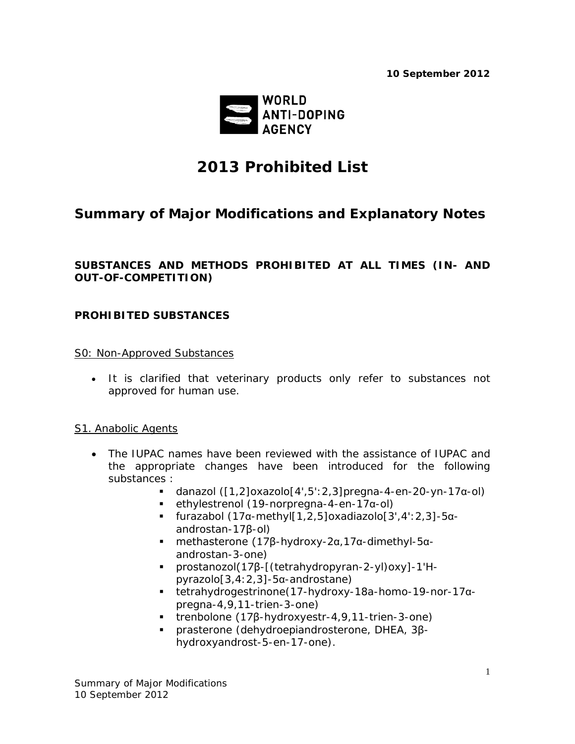**10 September 2012**

WORLD ANTI-DOPING AGENCY

# 2013 Prohibited List

## Summary of Major Modifications and Explanatory Notes

### SUBSTANCES AND METHODS PROHIBITED AT ALL TIMES (IN- AND OUT-OF-COMPETITION)

### PROHIBITED SUBSTANCES

#### S0: Non-Approved Substances

- It is clarified that veterinary products only refer to substances not approved for human use.

#### S1. Anabolic Agents

- The IUPAC names have been reviewed with the assistance of IUPAC and the appropriate changes have been introduced for the following substances :
  - danazol ([1,2]oxazolo[4',5':2,3]pregna-4-en-20-yn-17α-ol)
  - ethylestrenol (19-norpregna-4-en-17α-ol)
  - furazabol (17α-methyl[1,2,5]oxadiazolo[3',4':2,3]-5α-androstan-17β-ol)
  - methasterone (17β-hydroxy-2α,17α-dimethyl-5α-androstan-3-one)
  - prostanozol(17β-[(tetrahydropyran-2-yl)oxy]-1'H-pyrazolo[3,4:2,3]-5α-androstane)
  - tetrahydrogestrinone(17-hydroxy-18a-homo-19-nor-17α-pregna-4,9,11-trien-3-one)
  - trenbolone (17β-hydroxyestr-4,9,11-trien-3-one)
  - prasterone (dehydroepiandrosterone, DHEA, 3β-hydroxyandrost-5-en-17-one).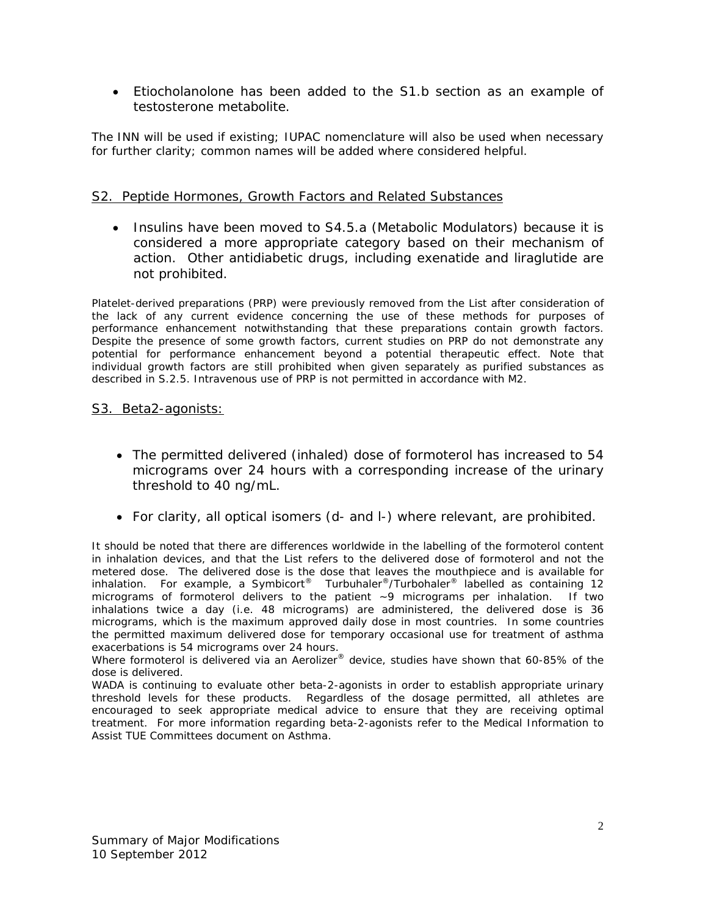- Etiocholanolone has been added to the S1.b section as an example of testosterone metabolite.

The INN will be used if existing; IUPAC nomenclature will also be used when necessary for further clarity; common names will be added where considered helpful.

## S2. Peptide Hormones, Growth Factors and Related Substances

- Insulins have been moved to S4.5.a (Metabolic Modulators) because it is considered a more appropriate category based on their mechanism of action. Other antidiabetic drugs, including exenatide and liraglutide are not prohibited.

Platelet-derived preparations (PRP) were previously removed from the List after consideration of the lack of any current evidence concerning the use of these methods for purposes of performance enhancement notwithstanding that these preparations contain growth factors. Despite the presence of some growth factors, current studies on PRP do not demonstrate any potential for performance enhancement beyond a potential therapeutic effect. Note that individual growth factors are still prohibited when given separately as purified substances as described in S.2.5. Intravenous use of PRP is not permitted in accordance with M2.

## S3. Beta2-agonists:

- The permitted delivered (inhaled) dose of formoterol has increased to 54 micrograms over 24 hours with a corresponding increase of the urinary threshold to 40 ng/mL.
- For clarity, all optical isomers (d- and l-) where relevant, are prohibited.

It should be noted that there are differences worldwide in the labelling of the formoterol content in inhalation devices, and that the List refers to the delivered dose of formoterol and not the metered dose. The delivered dose is the dose that leaves the mouthpiece and is available for inhalation. For example, a Symbicort® Turbuhaler®/Turbohaler® labelled as containing 12 micrograms of formoterol delivers to the patient ~9 micrograms per inhalation. If two inhalations twice a day (i.e. 48 micrograms) are administered, the delivered dose is 36 micrograms, which is the maximum approved daily dose in most countries. In some countries the permitted maximum delivered dose for temporary occasional use for treatment of asthma exacerbations is 54 micrograms over 24 hours.

Where formoterol is delivered via an Aerolizer® device, studies have shown that 60-85% of the dose is delivered.

WADA is continuing to evaluate other beta-2-agonists in order to establish appropriate urinary threshold levels for these products. Regardless of the dosage permitted, all athletes are encouraged to seek appropriate medical advice to ensure that they are receiving optimal treatment. For more information regarding beta-2-agonists refer to the Medical Information to Assist TUE Committees document on Asthma.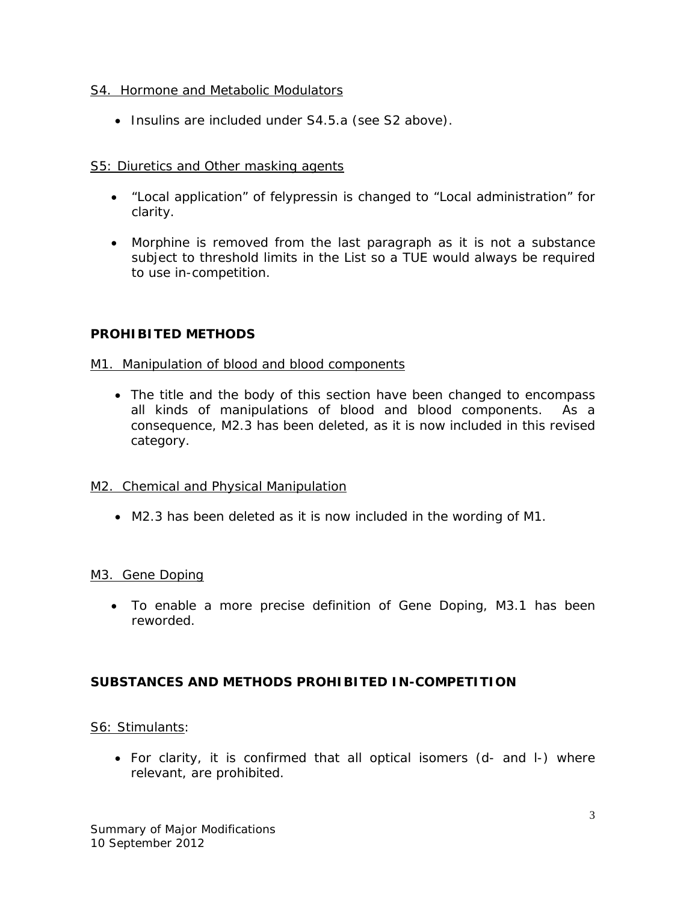S4. Hormone and Metabolic Modulators

- Insulins are included under S4.5.a (see S2 above).

S5: Diuretics and Other masking agents

- “Local application” of felypressin is changed to “Local administration” for clarity.
- Morphine is removed from the last paragraph as it is not a substance subject to threshold limits in the List so a TUE would always be required to use in-competition.

## PROHIBITED METHODS

M1. Manipulation of blood and blood components

- The title and the body of this section have been changed to encompass all kinds of manipulations of blood and blood components. As a consequence, M2.3 has been deleted, as it is now included in this revised category.

M2. Chemical and Physical Manipulation

- M2.3 has been deleted as it is now included in the wording of M1.

M3. Gene Doping

- To enable a more precise definition of Gene Doping, M3.1 has been reworded.

## SUBSTANCES AND METHODS PROHIBITED IN-COMPETITION

S6: Stimulants:

- For clarity, it is confirmed that all optical isomers (d- and l-) where relevant, are prohibited.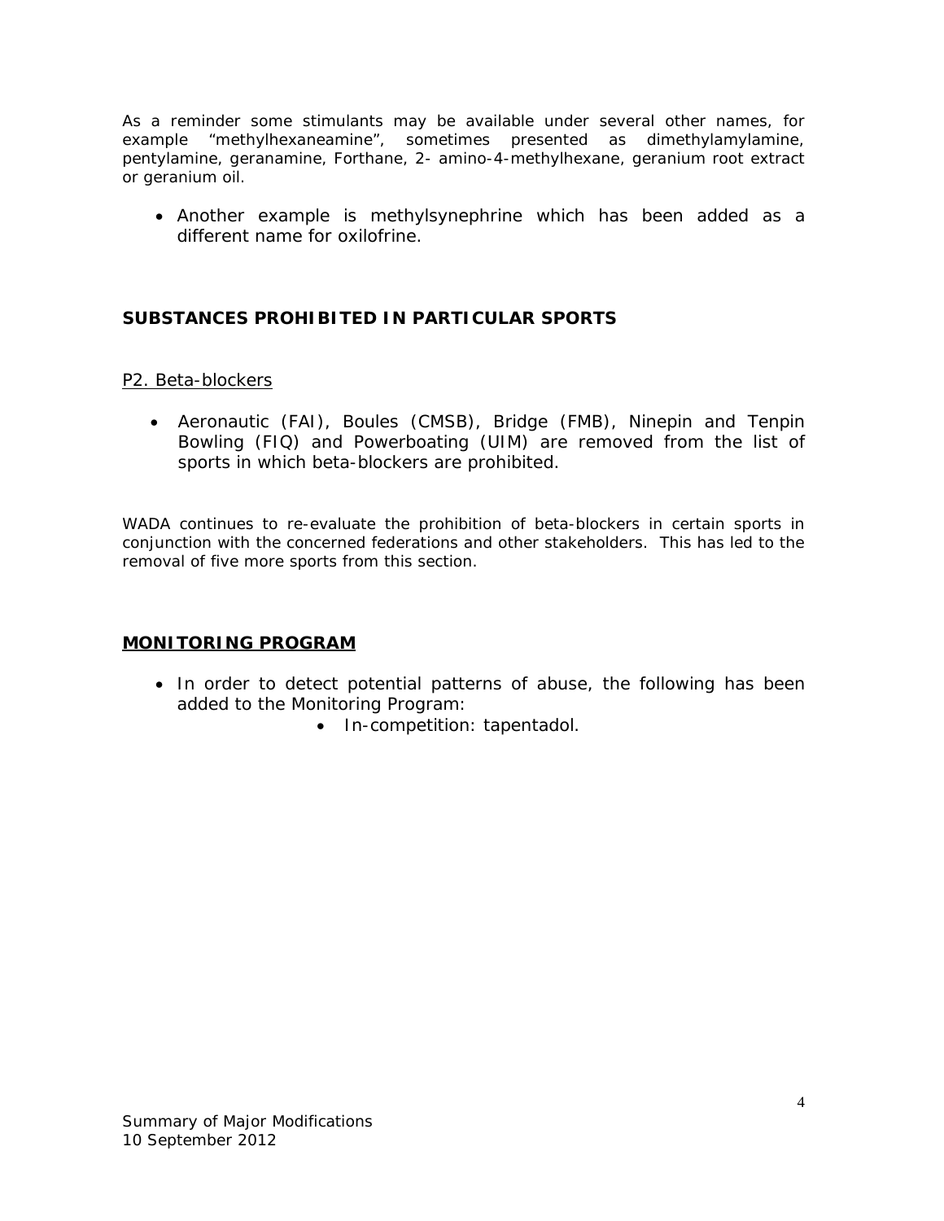As a reminder some stimulants may be available under several other names, for example "methylhexaneamine", sometimes presented as dimethylamylamine, pentylamine, geranamine, Forthane, 2- amino-4-methylhexane, geranium root extract or geranium oil.

- Another example is methylsynephrine which has been added as a different name for oxilofrine.

## SUBSTANCES PROHIBITED IN PARTICULAR SPORTS

### P2. Beta-blockers

- Aeronautic (FAI), Boules (CMSB), Bridge (FMB), Ninepin and Tenpin Bowling (FIQ) and Powerboating (UIM) are removed from the list of sports in which beta-blockers are prohibited.

WADA continues to re-evaluate the prohibition of beta-blockers in certain sports in conjunction with the concerned federations and other stakeholders. This has led to the removal of five more sports from this section.

## MONITORING PROGRAM

- In order to detect potential patterns of abuse, the following has been added to the Monitoring Program:
  - In-competition: tapentadol.